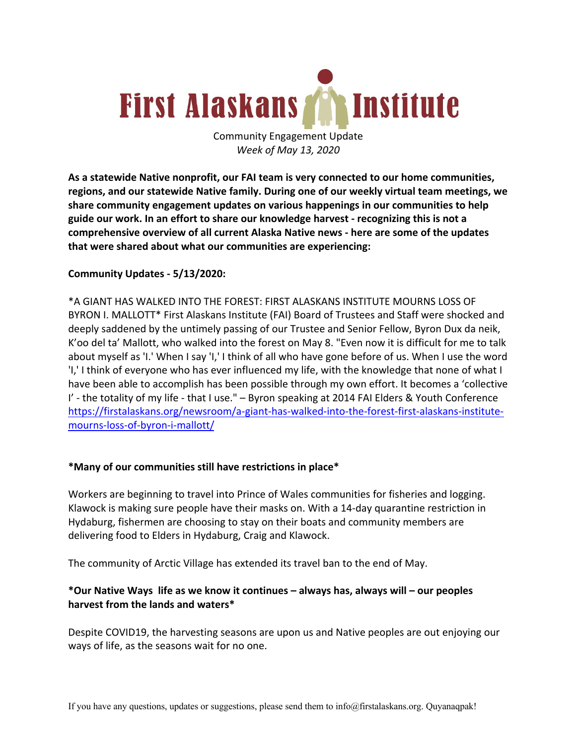# First Alaskans Institute

Community Engagement Update
*Week of May 13, 2020*

**As a statewide Native nonprofit, our FAI team is very connected to our home communities, regions, and our statewide Native family. During one of our weekly virtual team meetings, we share community engagement updates on various happenings in our communities to help guide our work. In an effort to share our knowledge harvest - recognizing this is not a comprehensive overview of all current Alaska Native news - here are some of the updates that were shared about what our communities are experiencing:**

**Community Updates - 5/13/2020:**

*A GIANT HAS WALKED INTO THE FOREST: FIRST ALASKANS INSTITUTE MOURNS LOSS OF BYRON I. MALLOTT* First Alaskans Institute (FAI) Board of Trustees and Staff were shocked and deeply saddened by the untimely passing of our Trustee and Senior Fellow, Byron Dux da neik, K'oo del ta' Mallott, who walked into the forest on May 8. "Even now it is difficult for me to talk about myself as 'I.' When I say 'I,' I think of all who have gone before of us. When I use the word 'I,' I think of everyone who has ever influenced my life, with the knowledge that none of what I have been able to accomplish has been possible through my own effort. It becomes a 'collective I' - the totality of my life - that I use." – Byron speaking at 2014 FAI Elders & Youth Conference https://firstalaskans.org/newsroom/a-giant-has-walked-into-the-forest-first-alaskans-institute-mourns-loss-of-byron-i-mallott/

**\*Many of our communities still have restrictions in place\***

Workers are beginning to travel into Prince of Wales communities for fisheries and logging. Klawock is making sure people have their masks on. With a 14-day quarantine restriction in Hydaburg, fishermen are choosing to stay on their boats and community members are delivering food to Elders in Hydaburg, Craig and Klawock.

The community of Arctic Village has extended its travel ban to the end of May.

**\*Our Native Ways life as we know it continues – always has, always will – our peoples harvest from the lands and waters\***

Despite COVID19, the harvesting seasons are upon us and Native peoples are out enjoying our ways of life, as the seasons wait for no one.

If you have any questions, updates or suggestions, please send them to info@firstalaskans.org. Quyanaqpak!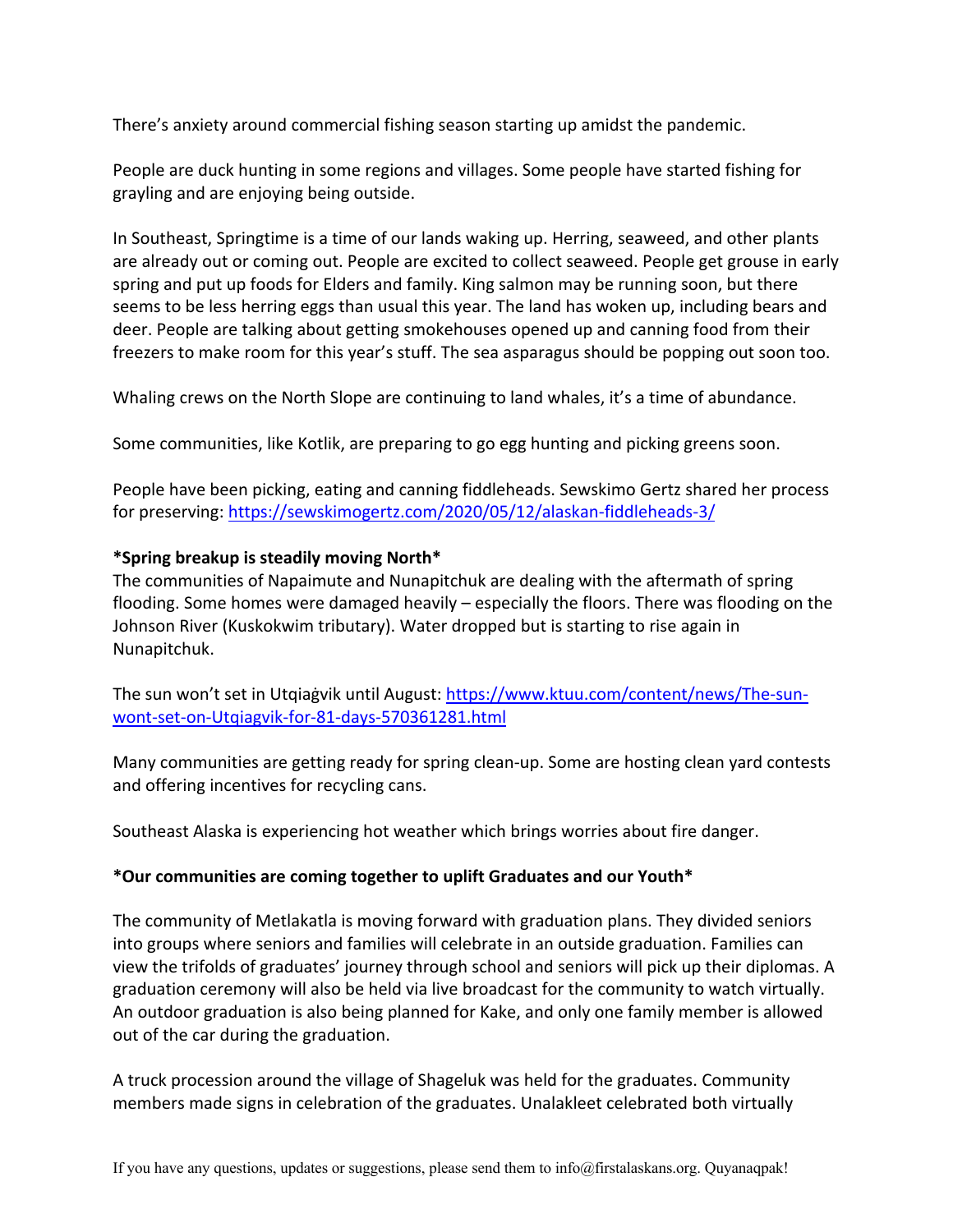There's anxiety around commercial fishing season starting up amidst the pandemic.

People are duck hunting in some regions and villages. Some people have started fishing for grayling and are enjoying being outside.

In Southeast, Springtime is a time of our lands waking up. Herring, seaweed, and other plants are already out or coming out. People are excited to collect seaweed. People get grouse in early spring and put up foods for Elders and family. King salmon may be running soon, but there seems to be less herring eggs than usual this year. The land has woken up, including bears and deer. People are talking about getting smokehouses opened up and canning food from their freezers to make room for this year's stuff. The sea asparagus should be popping out soon too.

Whaling crews on the North Slope are continuing to land whales, it's a time of abundance.

Some communities, like Kotlik, are preparing to go egg hunting and picking greens soon.

People have been picking, eating and canning fiddleheads. Sewskimo Gertz shared her process for preserving: https://sewskimogertz.com/2020/05/12/alaskan-fiddleheads-3/

**\*Spring breakup is steadily moving North\***

The communities of Napaimute and Nunapitchuk are dealing with the aftermath of spring flooding. Some homes were damaged heavily – especially the floors. There was flooding on the Johnson River (Kuskokwim tributary). Water dropped but is starting to rise again in Nunapitchuk.

The sun won't set in Utqiaġvik until August: https://www.ktuu.com/content/news/The-sun-wont-set-on-Utqiagvik-for-81-days-570361281.html

Many communities are getting ready for spring clean-up. Some are hosting clean yard contests and offering incentives for recycling cans.

Southeast Alaska is experiencing hot weather which brings worries about fire danger.

**\*Our communities are coming together to uplift Graduates and our Youth\***

The community of Metlakatla is moving forward with graduation plans. They divided seniors into groups where seniors and families will celebrate in an outside graduation. Families can view the trifolds of graduates' journey through school and seniors will pick up their diplomas. A graduation ceremony will also be held via live broadcast for the community to watch virtually. An outdoor graduation is also being planned for Kake, and only one family member is allowed out of the car during the graduation.

A truck procession around the village of Shageluk was held for the graduates. Community members made signs in celebration of the graduates. Unalakleet celebrated both virtually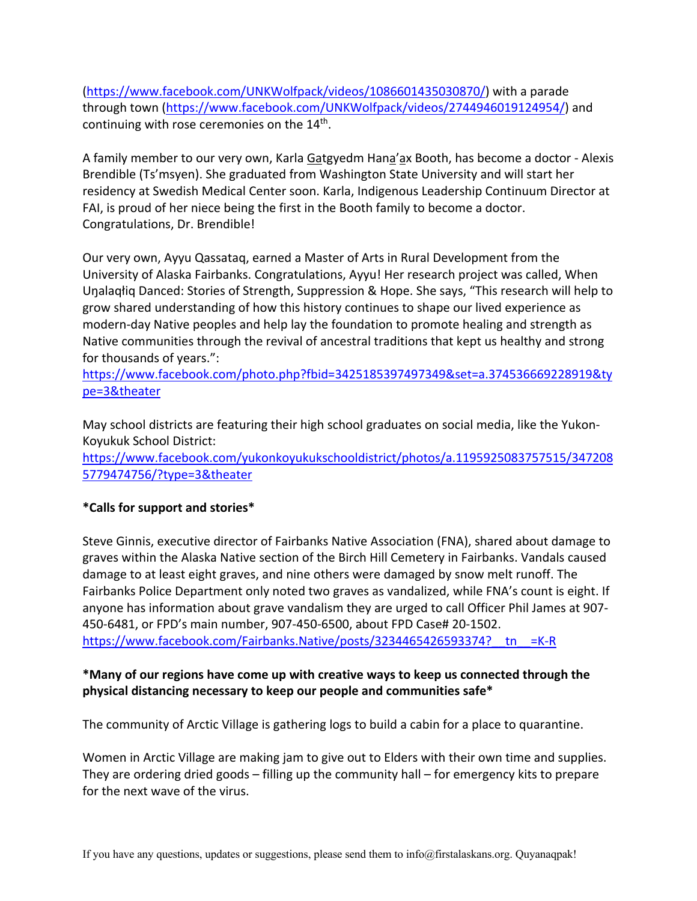(https://www.facebook.com/UNKWolfpack/videos/1086601435030870/) with a parade through town (https://www.facebook.com/UNKWolfpack/videos/2744946019124954/) and continuing with rose ceremonies on the 14th.

A family member to our very own, Karla G̲atgyedm Han̲a'a̲x Booth, has become a doctor - Alexis Brendible (Ts'msyen). She graduated from Washington State University and will start her residency at Swedish Medical Center soon. Karla, Indigenous Leadership Continuum Director at FAI, is proud of her niece being the first in the Booth family to become a doctor. Congratulations, Dr. Brendible!

Our very own, Ayyu Qassataq, earned a Master of Arts in Rural Development from the University of Alaska Fairbanks. Congratulations, Ayyu! Her research project was called, When Uŋalaqłiq Danced: Stories of Strength, Suppression & Hope. She says, "This research will help to grow shared understanding of how this history continues to shape our lived experience as modern-day Native peoples and help lay the foundation to promote healing and strength as Native communities through the revival of ancestral traditions that kept us healthy and strong for thousands of years.": https://www.facebook.com/photo.php?fbid=3425185397497349&set=a.374536669228919&type=3&theater

May school districts are featuring their high school graduates on social media, like the Yukon-Koyukuk School District: https://www.facebook.com/yukonkoyukukschooldistrict/photos/a.1195925083757515/3472085779474756/?type=3&theater

**\*Calls for support and stories\***

Steve Ginnis, executive director of Fairbanks Native Association (FNA), shared about damage to graves within the Alaska Native section of the Birch Hill Cemetery in Fairbanks. Vandals caused damage to at least eight graves, and nine others were damaged by snow melt runoff. The Fairbanks Police Department only noted two graves as vandalized, while FNA's count is eight. If anyone has information about grave vandalism they are urged to call Officer Phil James at 907-450-6481, or FPD's main number, 907-450-6500, about FPD Case# 20-1502. https://www.facebook.com/Fairbanks.Native/posts/3234465426593374?__tn__=K-R

**\*Many of our regions have come up with creative ways to keep us connected through the physical distancing necessary to keep our people and communities safe\***

The community of Arctic Village is gathering logs to build a cabin for a place to quarantine.

Women in Arctic Village are making jam to give out to Elders with their own time and supplies. They are ordering dried goods – filling up the community hall – for emergency kits to prepare for the next wave of the virus.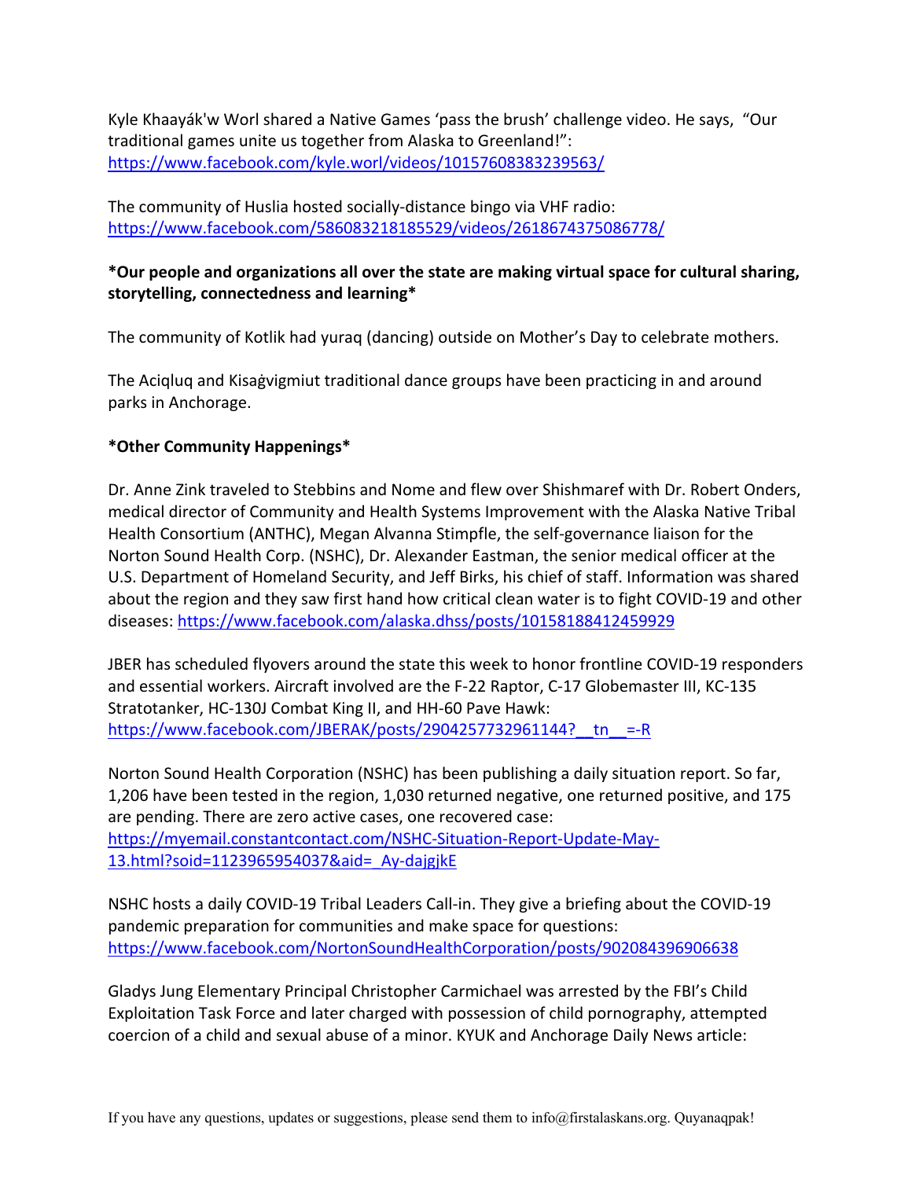Kyle Khaayák'w Worl shared a Native Games 'pass the brush' challenge video. He says, "Our traditional games unite us together from Alaska to Greenland!": https://www.facebook.com/kyle.worl/videos/10157608383239563/

The community of Huslia hosted socially-distance bingo via VHF radio: https://www.facebook.com/586083218185529/videos/2618674375086778/

**\*Our people and organizations all over the state are making virtual space for cultural sharing, storytelling, connectedness and learning\***

The community of Kotlik had yuraq (dancing) outside on Mother's Day to celebrate mothers.

The Aciqluq and Kisaġvigmiut traditional dance groups have been practicing in and around parks in Anchorage.

**\*Other Community Happenings\***

Dr. Anne Zink traveled to Stebbins and Nome and flew over Shishmaref with Dr. Robert Onders, medical director of Community and Health Systems Improvement with the Alaska Native Tribal Health Consortium (ANTHC), Megan Alvanna Stimpfle, the self-governance liaison for the Norton Sound Health Corp. (NSHC), Dr. Alexander Eastman, the senior medical officer at the U.S. Department of Homeland Security, and Jeff Birks, his chief of staff. Information was shared about the region and they saw first hand how critical clean water is to fight COVID-19 and other diseases: https://www.facebook.com/alaska.dhss/posts/10158188412459929

JBER has scheduled flyovers around the state this week to honor frontline COVID-19 responders and essential workers. Aircraft involved are the F-22 Raptor, C-17 Globemaster III, KC-135 Stratotanker, HC-130J Combat King II, and HH-60 Pave Hawk: https://www.facebook.com/JBERAK/posts/2904257732961144?__tn__=-R

Norton Sound Health Corporation (NSHC) has been publishing a daily situation report. So far, 1,206 have been tested in the region, 1,030 returned negative, one returned positive, and 175 are pending. There are zero active cases, one recovered case: https://myemail.constantcontact.com/NSHC-Situation-Report-Update-May-13.html?soid=1123965954037&aid=_Ay-dajgjkE

NSHC hosts a daily COVID-19 Tribal Leaders Call-in. They give a briefing about the COVID-19 pandemic preparation for communities and make space for questions: https://www.facebook.com/NortonSoundHealthCorporation/posts/902084396906638

Gladys Jung Elementary Principal Christopher Carmichael was arrested by the FBI's Child Exploitation Task Force and later charged with possession of child pornography, attempted coercion of a child and sexual abuse of a minor. KYUK and Anchorage Daily News article:

If you have any questions, updates or suggestions, please send them to info@firstalaskans.org. Quyanaqpak!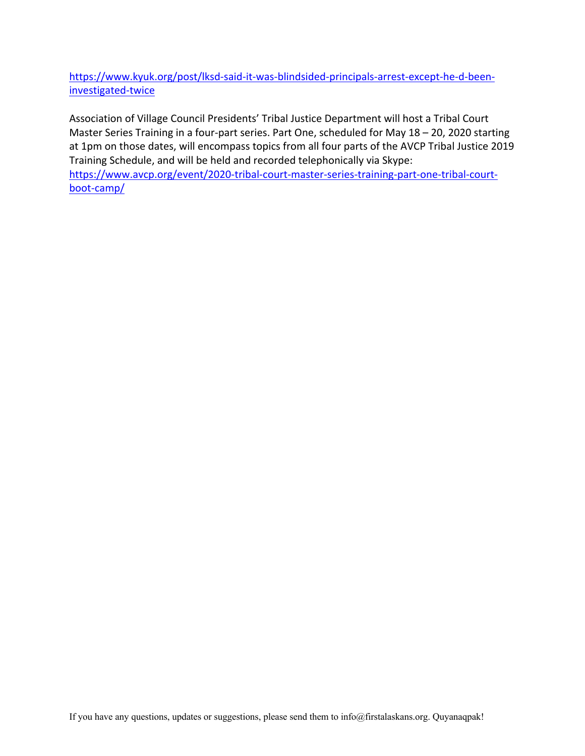https://www.kyuk.org/post/lksd-said-it-was-blindsided-principals-arrest-except-he-d-been-investigated-twice

Association of Village Council Presidents' Tribal Justice Department will host a Tribal Court Master Series Training in a four-part series. Part One, scheduled for May 18 – 20, 2020 starting at 1pm on those dates, will encompass topics from all four parts of the AVCP Tribal Justice 2019 Training Schedule, and will be held and recorded telephonically via Skype: https://www.avcp.org/event/2020-tribal-court-master-series-training-part-one-tribal-court-boot-camp/

If you have any questions, updates or suggestions, please send them to info@firstalaskans.org. Quyanaqpak!